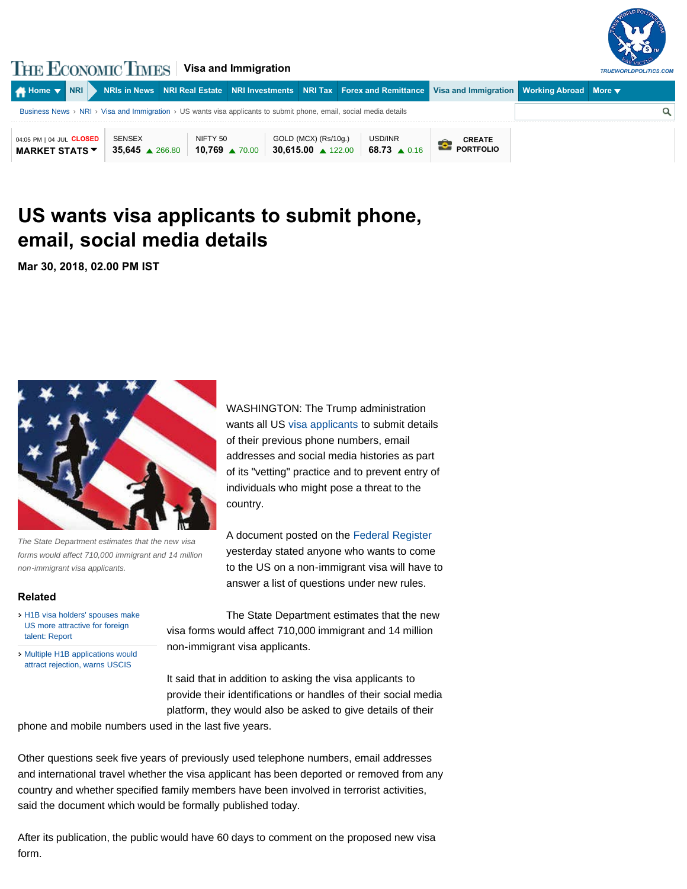# US wants visa applicants to submit phone, email, social media details

**Mar 30, 2018, 02.00 PM IST**

*The State Department estimates that the new visa forms would affect 710,000 immigrant and 14 million non-immigrant visa applicants.*

WASHINGTON: The Trump administration wants all US visa applicants to submit details of their previous phone numbers, email addresses and social media histories as part of its "vetting" practice and to prevent entry of individuals who might pose a threat to the country.

A document posted on the Federal Register yesterday stated anyone who wants to come to the US on a non-immigrant visa will have to answer a list of questions under new rules.

The State Department estimates that the new visa forms would affect 710,000 immigrant and 14 million non-immigrant visa applicants.

It said that in addition to asking the visa applicants to provide their identifications or handles of their social media platform, they would also be asked to give details of their phone and mobile numbers used in the last five years.

Other questions seek five years of previously used telephone numbers, email addresses and international travel whether the visa applicant has been deported or removed from any country and whether specified family members have been involved in terrorist activities, said the document which would be formally published today.

After its publication, the public would have 60 days to comment on the proposed new visa form.

## Related

- H1B visa holders' spouses make US more attractive for foreign talent: Report
- Multiple H1B applications would attract rejection, warns USCIS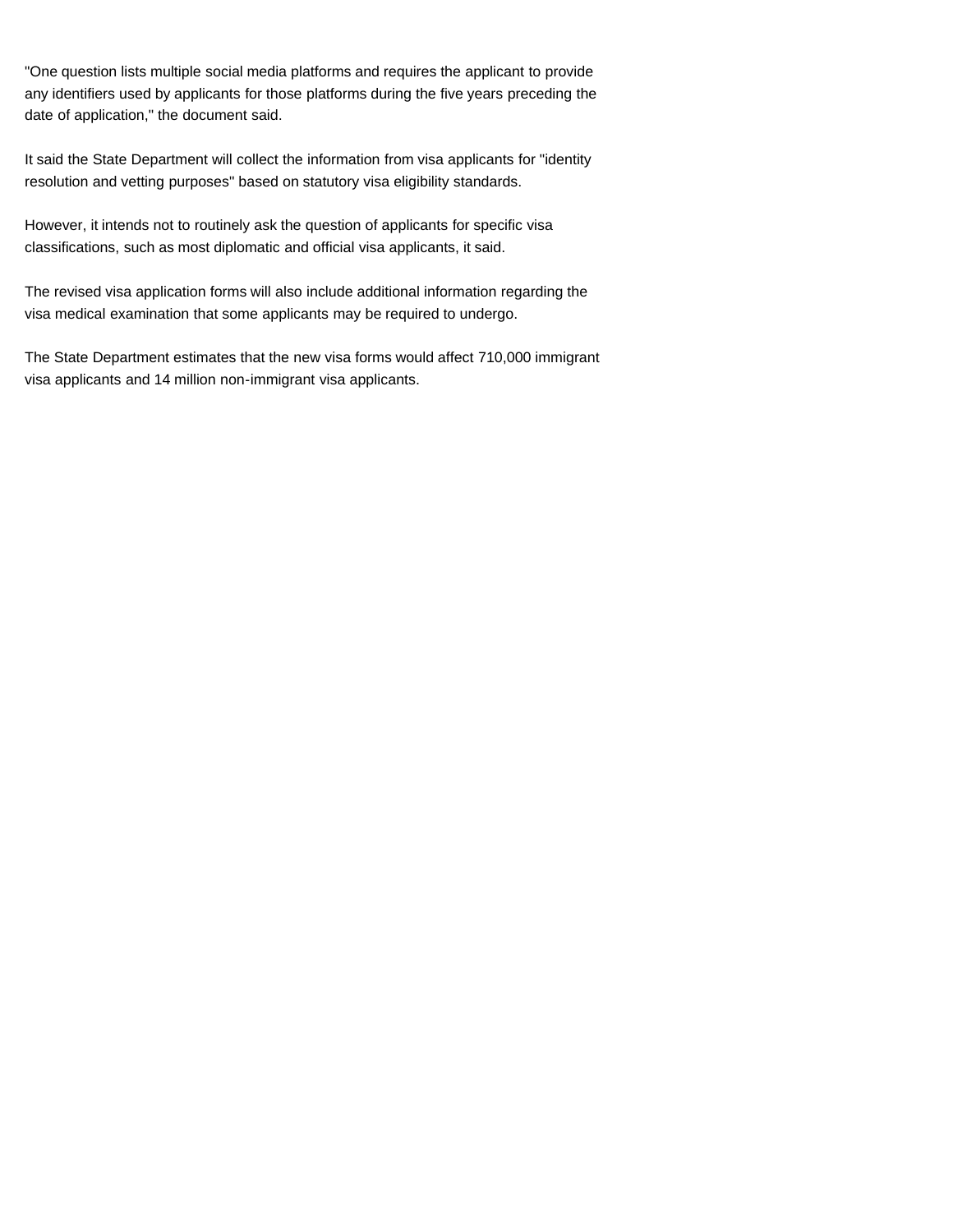"One question lists multiple social media platforms and requires the applicant to provide any identifiers used by applicants for those platforms during the five years preceding the date of application," the document said.

It said the State Department will collect the information from visa applicants for "identity resolution and vetting purposes" based on statutory visa eligibility standards.

However, it intends not to routinely ask the question of applicants for specific visa classifications, such as most diplomatic and official visa applicants, it said.

The revised visa application forms will also include additional information regarding the visa medical examination that some applicants may be required to undergo.

The State Department estimates that the new visa forms would affect 710,000 immigrant visa applicants and 14 million non-immigrant visa applicants.